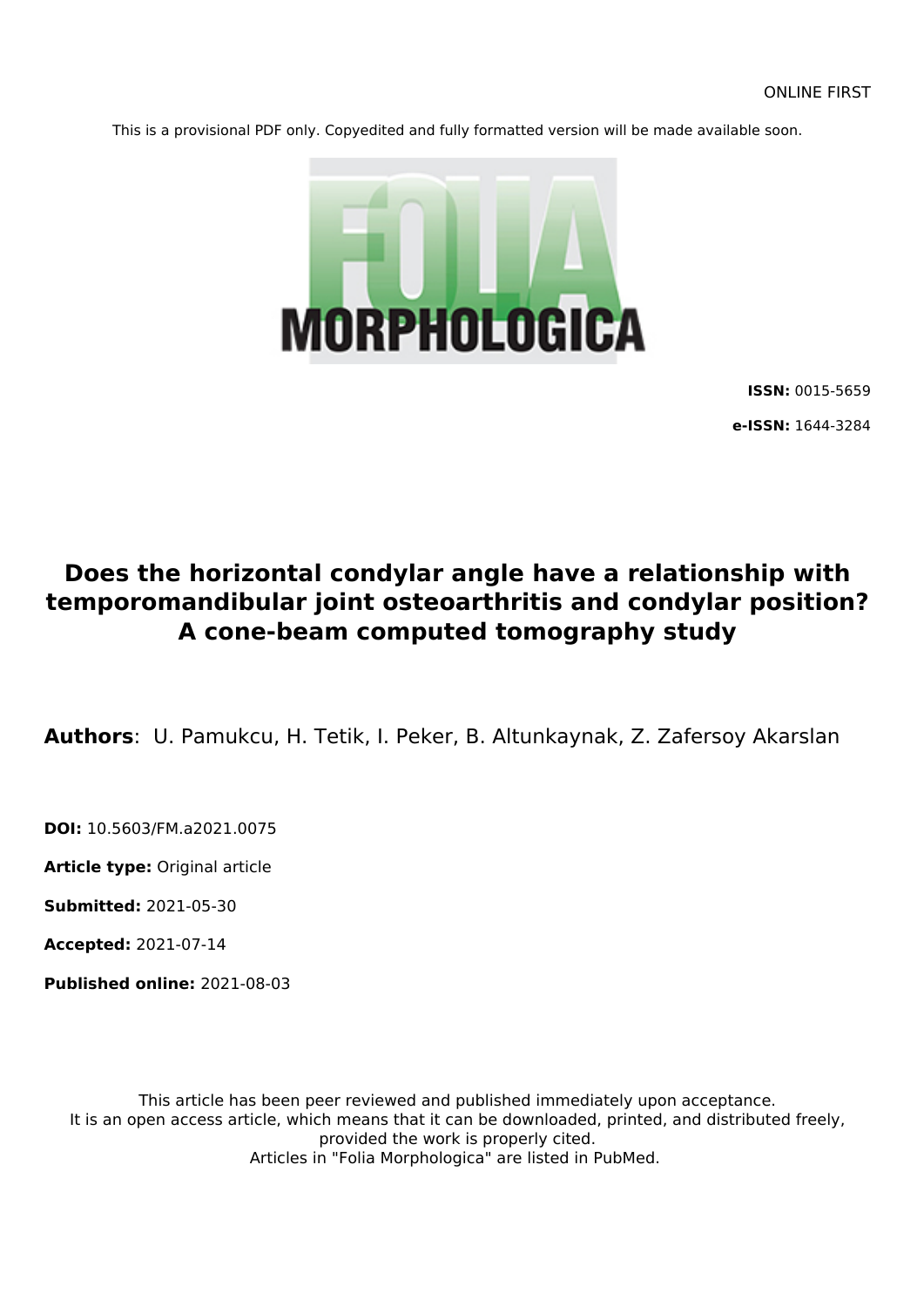ONLINE FIRST

This is a provisional PDF only. Copyedited and fully formatted version will be made available soon.

FOLIA MORPHOLOGICA

**ISSN:** 0015-5659

**e-ISSN:** 1644-3284

# Does the horizontal condylar angle have a relationship with temporomandibular joint osteoarthritis and condylar position? A cone-beam computed tomography study

**Authors**: U. Pamukcu, H. Tetik, I. Peker, B. Altunkaynak, Z. Zafersoy Akarslan

**DOI:** 10.5603/FM.a2021.0075

**Article type:** Original article

**Submitted:** 2021-05-30

**Accepted:** 2021-07-14

**Published online:** 2021-08-03

This article has been peer reviewed and published immediately upon acceptance.
It is an open access article, which means that it can be downloaded, printed, and distributed freely, provided the work is properly cited.
Articles in "Folia Morphologica" are listed in PubMed.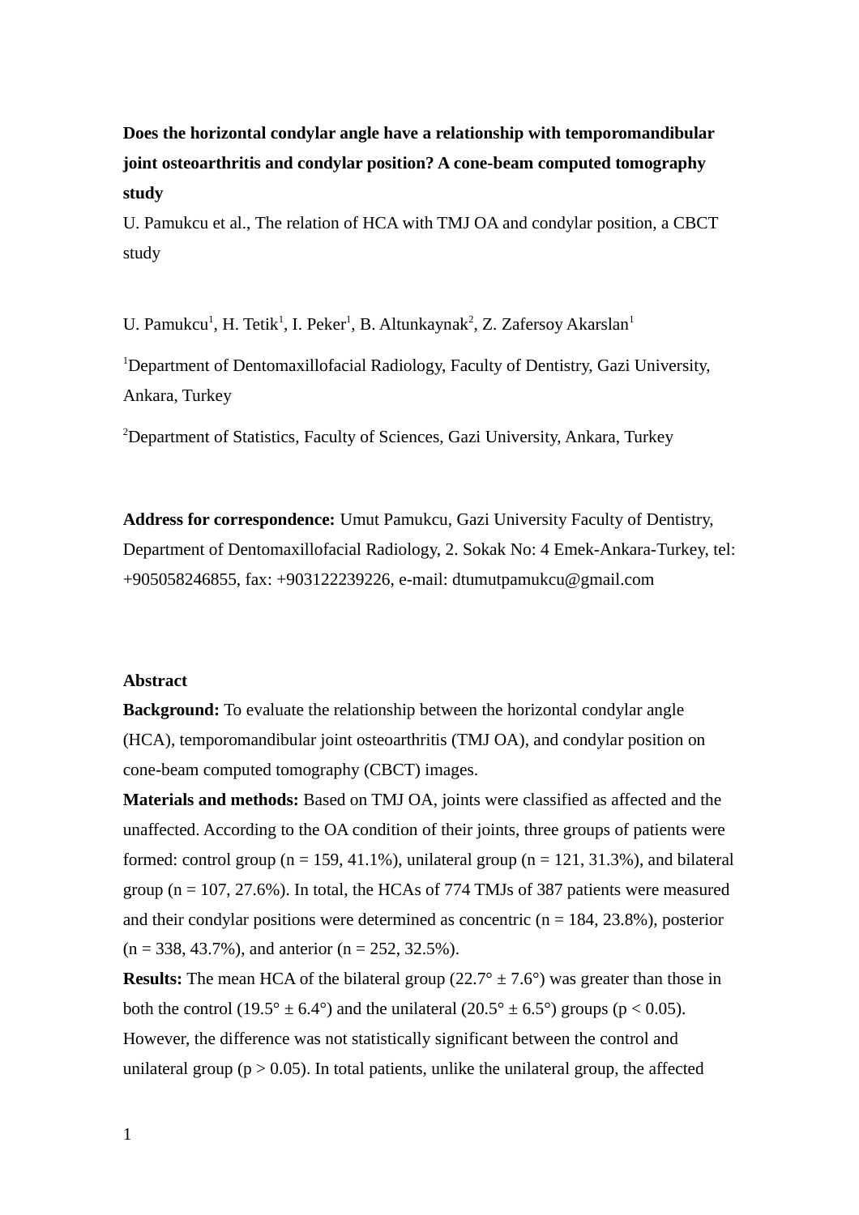**Does the horizontal condylar angle have a relationship with temporomandibular joint osteoarthritis and condylar position? A cone-beam computed tomography study**

U. Pamukcu et al., The relation of HCA with TMJ OA and condylar position, a CBCT study

U. Pamukcu[1], H. Tetik[1], I. Peker[1], B. Altunkaynak[2], Z. Zafersoy Akarslan[1]

[1]Department of Dentomaxillofacial Radiology, Faculty of Dentistry, Gazi University, Ankara, Turkey

[2]Department of Statistics, Faculty of Sciences, Gazi University, Ankara, Turkey

**Address for correspondence:** Umut Pamukcu, Gazi University Faculty of Dentistry, Department of Dentomaxillofacial Radiology, 2. Sokak No: 4 Emek-Ankara-Turkey, tel: +905058246855, fax: +903122239226, e-mail: dtumutpamukcu@gmail.com

**Abstract**

**Background:** To evaluate the relationship between the horizontal condylar angle (HCA), temporomandibular joint osteoarthritis (TMJ OA), and condylar position on cone-beam computed tomography (CBCT) images.

**Materials and methods:** Based on TMJ OA, joints were classified as affected and the unaffected. According to the OA condition of their joints, three groups of patients were formed: control group (n = 159, 41.1%), unilateral group (n = 121, 31.3%), and bilateral group (n = 107, 27.6%). In total, the HCAs of 774 TMJs of 387 patients were measured and their condylar positions were determined as concentric (n = 184, 23.8%), posterior (n = 338, 43.7%), and anterior (n = 252, 32.5%).

**Results:** The mean HCA of the bilateral group (22.7° ± 7.6°) was greater than those in both the control (19.5° ± 6.4°) and the unilateral (20.5° ± 6.5°) groups ($p < 0.05$). However, the difference was not statistically significant between the control and unilateral group ($p > 0.05$). In total patients, unlike the unilateral group, the affected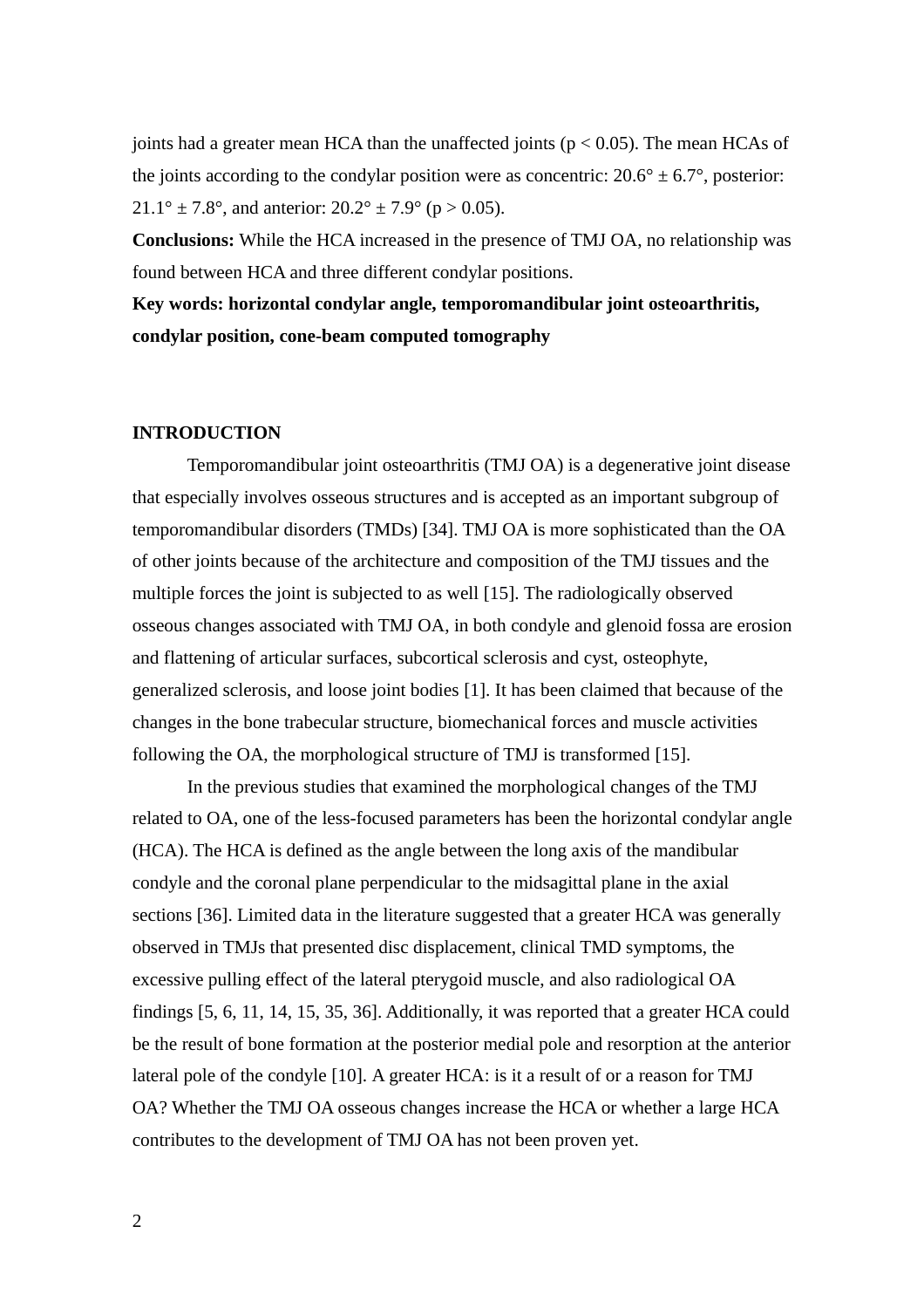joints had a greater mean HCA than the unaffected joints ($p < 0.05$). The mean HCAs of the joints according to the condylar position were as concentric: 20.6° ± 6.7°, posterior: 21.1° ± 7.8°, and anterior: 20.2° ± 7.9° ($p > 0.05$).

**Conclusions:** While the HCA increased in the presence of TMJ OA, no relationship was found between HCA and three different condylar positions.

**Key words: horizontal condylar angle, temporomandibular joint osteoarthritis, condylar position, cone-beam computed tomography**

## INTRODUCTION

Temporomandibular joint osteoarthritis (TMJ OA) is a degenerative joint disease that especially involves osseous structures and is accepted as an important subgroup of temporomandibular disorders (TMDs) [34]. TMJ OA is more sophisticated than the OA of other joints because of the architecture and composition of the TMJ tissues and the multiple forces the joint is subjected to as well [15]. The radiologically observed osseous changes associated with TMJ OA, in both condyle and glenoid fossa are erosion and flattening of articular surfaces, subcortical sclerosis and cyst, osteophyte, generalized sclerosis, and loose joint bodies [1]. It has been claimed that because of the changes in the bone trabecular structure, biomechanical forces and muscle activities following the OA, the morphological structure of TMJ is transformed [15].

In the previous studies that examined the morphological changes of the TMJ related to OA, one of the less-focused parameters has been the horizontal condylar angle (HCA). The HCA is defined as the angle between the long axis of the mandibular condyle and the coronal plane perpendicular to the midsagittal plane in the axial sections [36]. Limited data in the literature suggested that a greater HCA was generally observed in TMJs that presented disc displacement, clinical TMD symptoms, the excessive pulling effect of the lateral pterygoid muscle, and also radiological OA findings [5, 6, 11, 14, 15, 35, 36]. Additionally, it was reported that a greater HCA could be the result of bone formation at the posterior medial pole and resorption at the anterior lateral pole of the condyle [10]. A greater HCA: is it a result of or a reason for TMJ OA? Whether the TMJ OA osseous changes increase the HCA or whether a large HCA contributes to the development of TMJ OA has not been proven yet.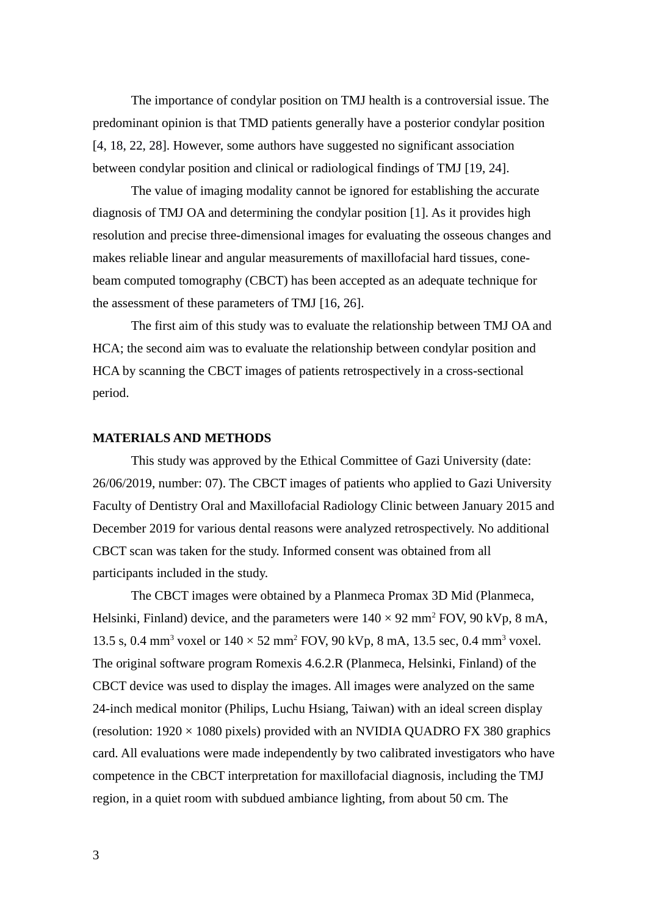The importance of condylar position on TMJ health is a controversial issue. The predominant opinion is that TMD patients generally have a posterior condylar position [4, 18, 22, 28]. However, some authors have suggested no significant association between condylar position and clinical or radiological findings of TMJ [19, 24].

The value of imaging modality cannot be ignored for establishing the accurate diagnosis of TMJ OA and determining the condylar position [1]. As it provides high resolution and precise three-dimensional images for evaluating the osseous changes and makes reliable linear and angular measurements of maxillofacial hard tissues, cone-beam computed tomography (CBCT) has been accepted as an adequate technique for the assessment of these parameters of TMJ [16, 26].

The first aim of this study was to evaluate the relationship between TMJ OA and HCA; the second aim was to evaluate the relationship between condylar position and HCA by scanning the CBCT images of patients retrospectively in a cross-sectional period.

## MATERIALS AND METHODS

This study was approved by the Ethical Committee of Gazi University (date: 26/06/2019, number: 07). The CBCT images of patients who applied to Gazi University Faculty of Dentistry Oral and Maxillofacial Radiology Clinic between January 2015 and December 2019 for various dental reasons were analyzed retrospectively. No additional CBCT scan was taken for the study. Informed consent was obtained from all participants included in the study.

The CBCT images were obtained by a Planmeca Promax 3D Mid (Planmeca, Helsinki, Finland) device, and the parameters were $140 \times 92$ mm$^2$ FOV, 90 kVp, 8 mA, 13.5 s, 0.4 mm$^3$ voxel or $140 \times 52$ mm$^2$ FOV, 90 kVp, 8 mA, 13.5 sec, 0.4 mm$^3$ voxel. The original software program Romexis 4.6.2.R (Planmeca, Helsinki, Finland) of the CBCT device was used to display the images. All images were analyzed on the same 24-inch medical monitor (Philips, Luchu Hsiang, Taiwan) with an ideal screen display (resolution: $1920 \times 1080$ pixels) provided with an NVIDIA QUADRO FX 380 graphics card. All evaluations were made independently by two calibrated investigators who have competence in the CBCT interpretation for maxillofacial diagnosis, including the TMJ region, in a quiet room with subdued ambiance lighting, from about 50 cm. The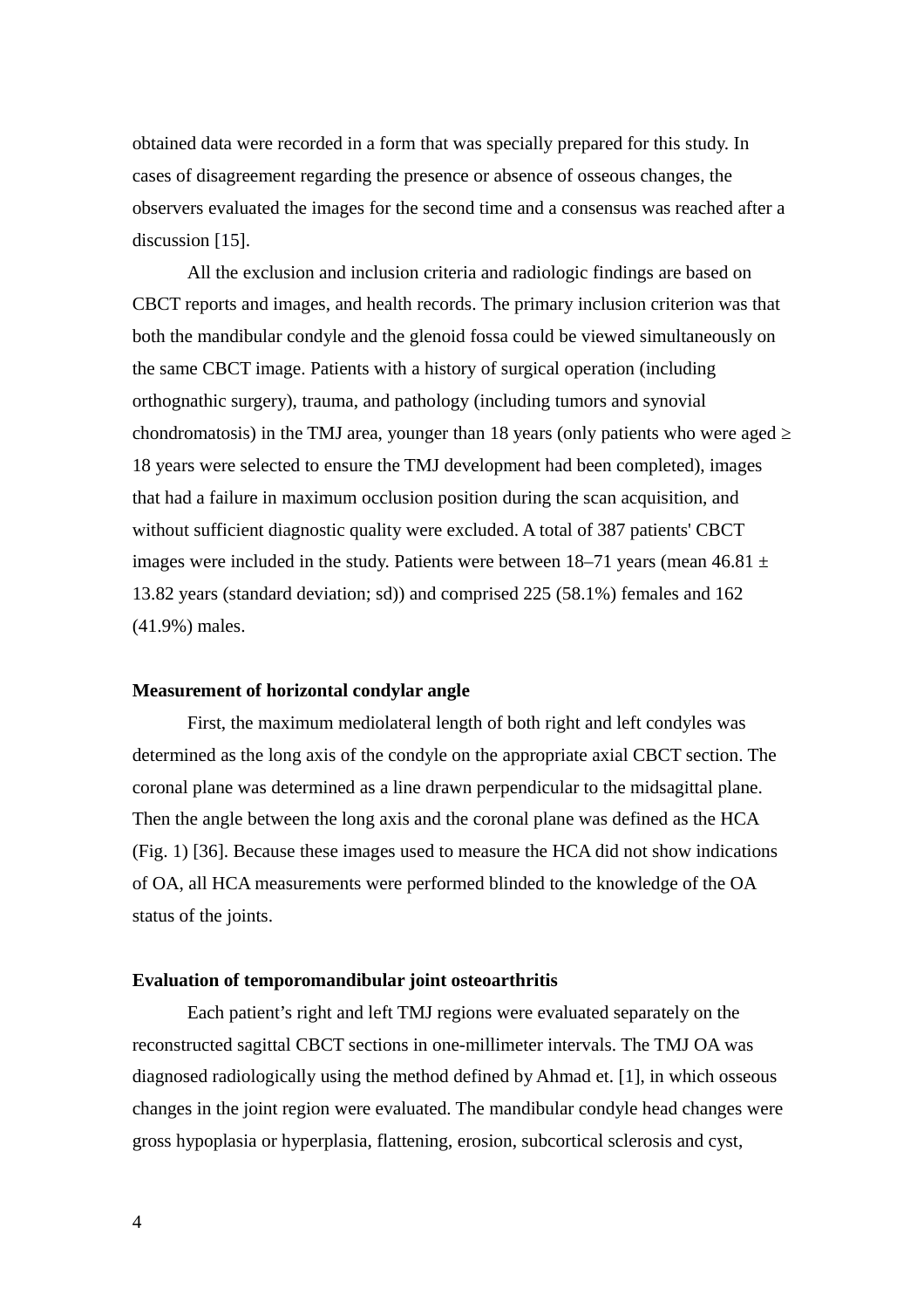obtained data were recorded in a form that was specially prepared for this study. In cases of disagreement regarding the presence or absence of osseous changes, the observers evaluated the images for the second time and a consensus was reached after a discussion [15].

All the exclusion and inclusion criteria and radiologic findings are based on CBCT reports and images, and health records. The primary inclusion criterion was that both the mandibular condyle and the glenoid fossa could be viewed simultaneously on the same CBCT image. Patients with a history of surgical operation (including orthognathic surgery), trauma, and pathology (including tumors and synovial chondromatosis) in the TMJ area, younger than 18 years (only patients who were aged ≥ 18 years were selected to ensure the TMJ development had been completed), images that had a failure in maximum occlusion position during the scan acquisition, and without sufficient diagnostic quality were excluded. A total of 387 patients' CBCT images were included in the study. Patients were between 18–71 years (mean 46.81 ± 13.82 years (standard deviation; sd)) and comprised 225 (58.1%) females and 162 (41.9%) males.

**Measurement of horizontal condylar angle**

First, the maximum mediolateral length of both right and left condyles was determined as the long axis of the condyle on the appropriate axial CBCT section. The coronal plane was determined as a line drawn perpendicular to the midsagittal plane. Then the angle between the long axis and the coronal plane was defined as the HCA (Fig. 1) [36]. Because these images used to measure the HCA did not show indications of OA, all HCA measurements were performed blinded to the knowledge of the OA status of the joints.

**Evaluation of temporomandibular joint osteoarthritis**

Each patient's right and left TMJ regions were evaluated separately on the reconstructed sagittal CBCT sections in one-millimeter intervals. The TMJ OA was diagnosed radiologically using the method defined by Ahmad et. [1], in which osseous changes in the joint region were evaluated. The mandibular condyle head changes were gross hypoplasia or hyperplasia, flattening, erosion, subcortical sclerosis and cyst,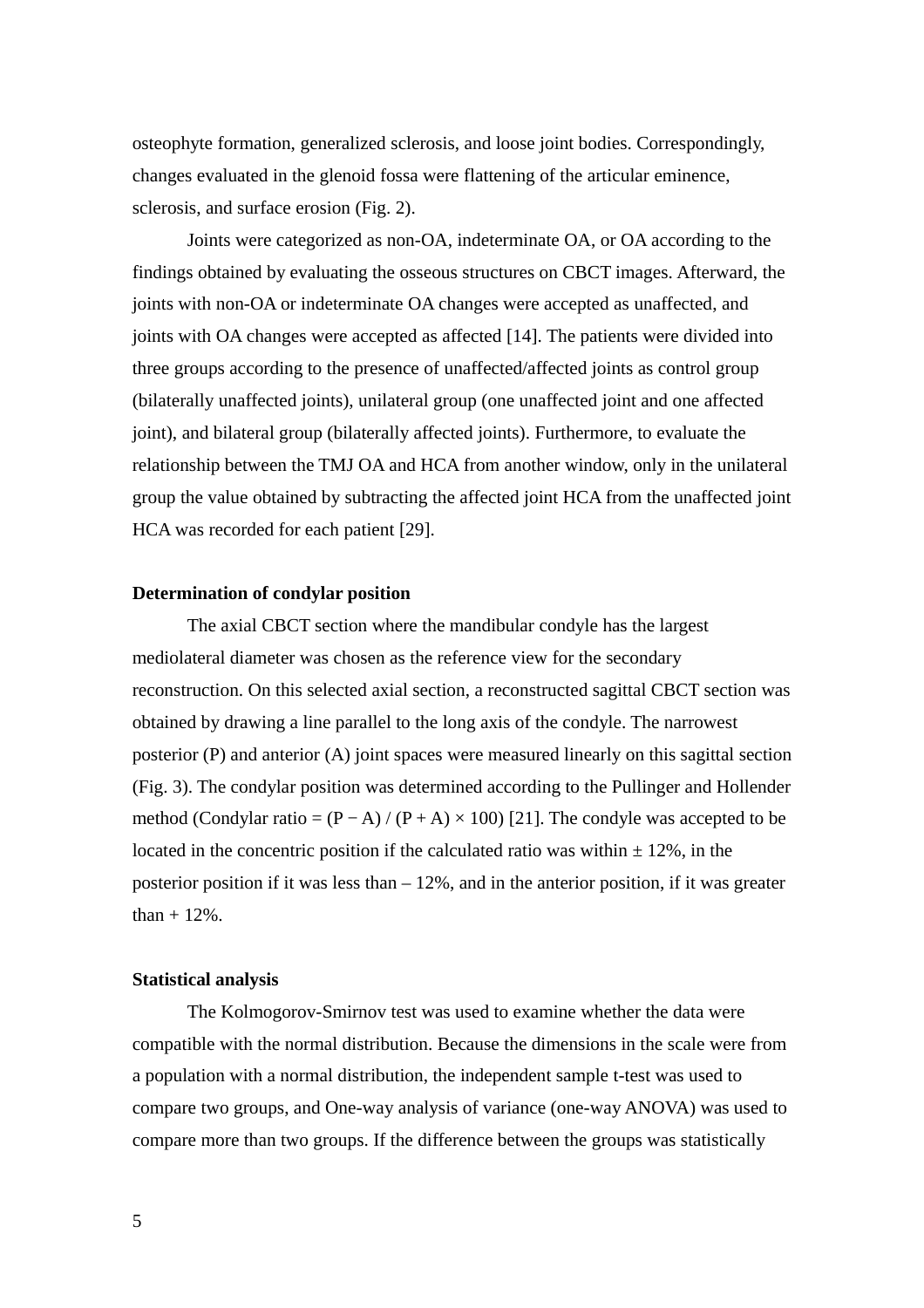osteophyte formation, generalized sclerosis, and loose joint bodies. Correspondingly, changes evaluated in the glenoid fossa were flattening of the articular eminence, sclerosis, and surface erosion (Fig. 2).

Joints were categorized as non-OA, indeterminate OA, or OA according to the findings obtained by evaluating the osseous structures on CBCT images. Afterward, the joints with non-OA or indeterminate OA changes were accepted as unaffected, and joints with OA changes were accepted as affected [14]. The patients were divided into three groups according to the presence of unaffected/affected joints as control group (bilaterally unaffected joints), unilateral group (one unaffected joint and one affected joint), and bilateral group (bilaterally affected joints). Furthermore, to evaluate the relationship between the TMJ OA and HCA from another window, only in the unilateral group the value obtained by subtracting the affected joint HCA from the unaffected joint HCA was recorded for each patient [29].

**Determination of condylar position**

The axial CBCT section where the mandibular condyle has the largest mediolateral diameter was chosen as the reference view for the secondary reconstruction. On this selected axial section, a reconstructed sagittal CBCT section was obtained by drawing a line parallel to the long axis of the condyle. The narrowest posterior (P) and anterior (A) joint spaces were measured linearly on this sagittal section (Fig. 3). The condylar position was determined according to the Pullinger and Hollender method (Condylar ratio = $(P - A) / (P + A) \times 100$) [21]. The condyle was accepted to be located in the concentric position if the calculated ratio was within $\pm$ 12%, in the posterior position if it was less than – 12%, and in the anterior position, if it was greater than + 12%.

**Statistical analysis**

The Kolmogorov-Smirnov test was used to examine whether the data were compatible with the normal distribution. Because the dimensions in the scale were from a population with a normal distribution, the independent sample t-test was used to compare two groups, and One-way analysis of variance (one-way ANOVA) was used to compare more than two groups. If the difference between the groups was statistically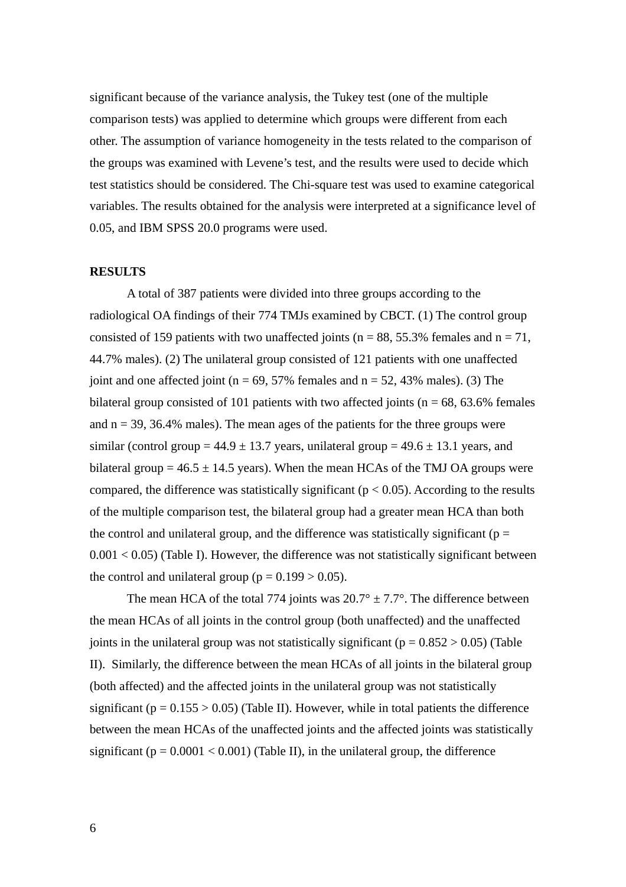significant because of the variance analysis, the Tukey test (one of the multiple comparison tests) was applied to determine which groups were different from each other. The assumption of variance homogeneity in the tests related to the comparison of the groups was examined with Levene's test, and the results were used to decide which test statistics should be considered. The Chi-square test was used to examine categorical variables. The results obtained for the analysis were interpreted at a significance level of 0.05, and IBM SPSS 20.0 programs were used.

**RESULTS**

A total of 387 patients were divided into three groups according to the radiological OA findings of their 774 TMJs examined by CBCT. (1) The control group consisted of 159 patients with two unaffected joints (n = 88, 55.3% females and n = 71, 44.7% males). (2) The unilateral group consisted of 121 patients with one unaffected joint and one affected joint (n = 69, 57% females and n = 52, 43% males). (3) The bilateral group consisted of 101 patients with two affected joints (n = 68, 63.6% females and n = 39, 36.4% males). The mean ages of the patients for the three groups were similar (control group = 44.9 ± 13.7 years, unilateral group = 49.6 ± 13.1 years, and bilateral group = 46.5 ± 14.5 years). When the mean HCAs of the TMJ OA groups were compared, the difference was statistically significant ($p < 0.05$). According to the results of the multiple comparison test, the bilateral group had a greater mean HCA than both the control and unilateral group, and the difference was statistically significant ($p = 0.001 < 0.05$) (Table I). However, the difference was not statistically significant between the control and unilateral group ($p = 0.199 > 0.05$).

The mean HCA of the total 774 joints was 20.7° ± 7.7°. The difference between the mean HCAs of all joints in the control group (both unaffected) and the unaffected joints in the unilateral group was not statistically significant ($p = 0.852 > 0.05$) (Table II). Similarly, the difference between the mean HCAs of all joints in the bilateral group (both affected) and the affected joints in the unilateral group was not statistically significant ($p = 0.155 > 0.05$) (Table II). However, while in total patients the difference between the mean HCAs of the unaffected joints and the affected joints was statistically significant ($p = 0.0001 < 0.001$) (Table II), in the unilateral group, the difference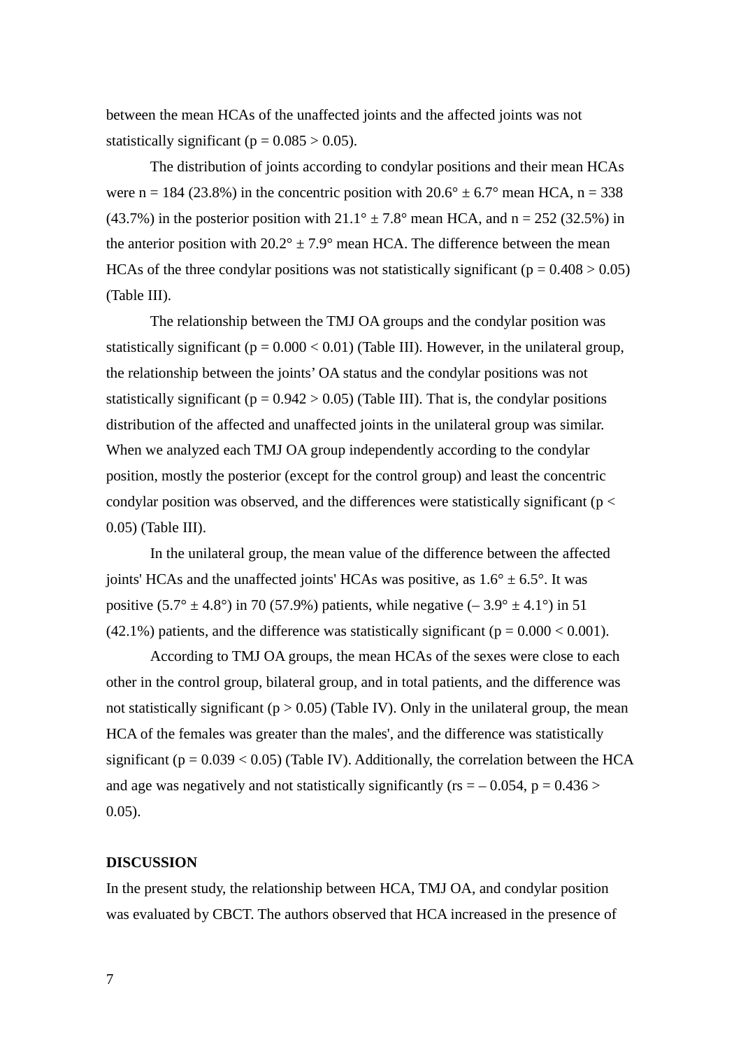between the mean HCAs of the unaffected joints and the affected joints was not statistically significant ($p = 0.085 > 0.05$).

The distribution of joints according to condylar positions and their mean HCAs were n = 184 (23.8%) in the concentric position with 20.6° ± 6.7° mean HCA, n = 338 (43.7%) in the posterior position with 21.1° ± 7.8° mean HCA, and n = 252 (32.5%) in the anterior position with 20.2° ± 7.9° mean HCA. The difference between the mean HCAs of the three condylar positions was not statistically significant ($p = 0.408 > 0.05$) (Table III).

The relationship between the TMJ OA groups and the condylar position was statistically significant ($p = 0.000 < 0.01$) (Table III). However, in the unilateral group, the relationship between the joints' OA status and the condylar positions was not statistically significant ($p = 0.942 > 0.05$) (Table III). That is, the condylar positions distribution of the affected and unaffected joints in the unilateral group was similar. When we analyzed each TMJ OA group independently according to the condylar position, mostly the posterior (except for the control group) and least the concentric condylar position was observed, and the differences were statistically significant ($p < 0.05$) (Table III).

In the unilateral group, the mean value of the difference between the affected joints' HCAs and the unaffected joints' HCAs was positive, as 1.6° ± 6.5°. It was positive (5.7° ± 4.8°) in 70 (57.9%) patients, while negative (– 3.9° ± 4.1°) in 51 (42.1%) patients, and the difference was statistically significant ($p = 0.000 < 0.001$).

According to TMJ OA groups, the mean HCAs of the sexes were close to each other in the control group, bilateral group, and in total patients, and the difference was not statistically significant ($p > 0.05$) (Table IV). Only in the unilateral group, the mean HCA of the females was greater than the males', and the difference was statistically significant ($p = 0.039 < 0.05$) (Table IV). Additionally, the correlation between the HCA and age was negatively and not statistically significantly ($r_s = -0.054$, $p = 0.436 > 0.05$).

## DISCUSSION

In the present study, the relationship between HCA, TMJ OA, and condylar position was evaluated by CBCT. The authors observed that HCA increased in the presence of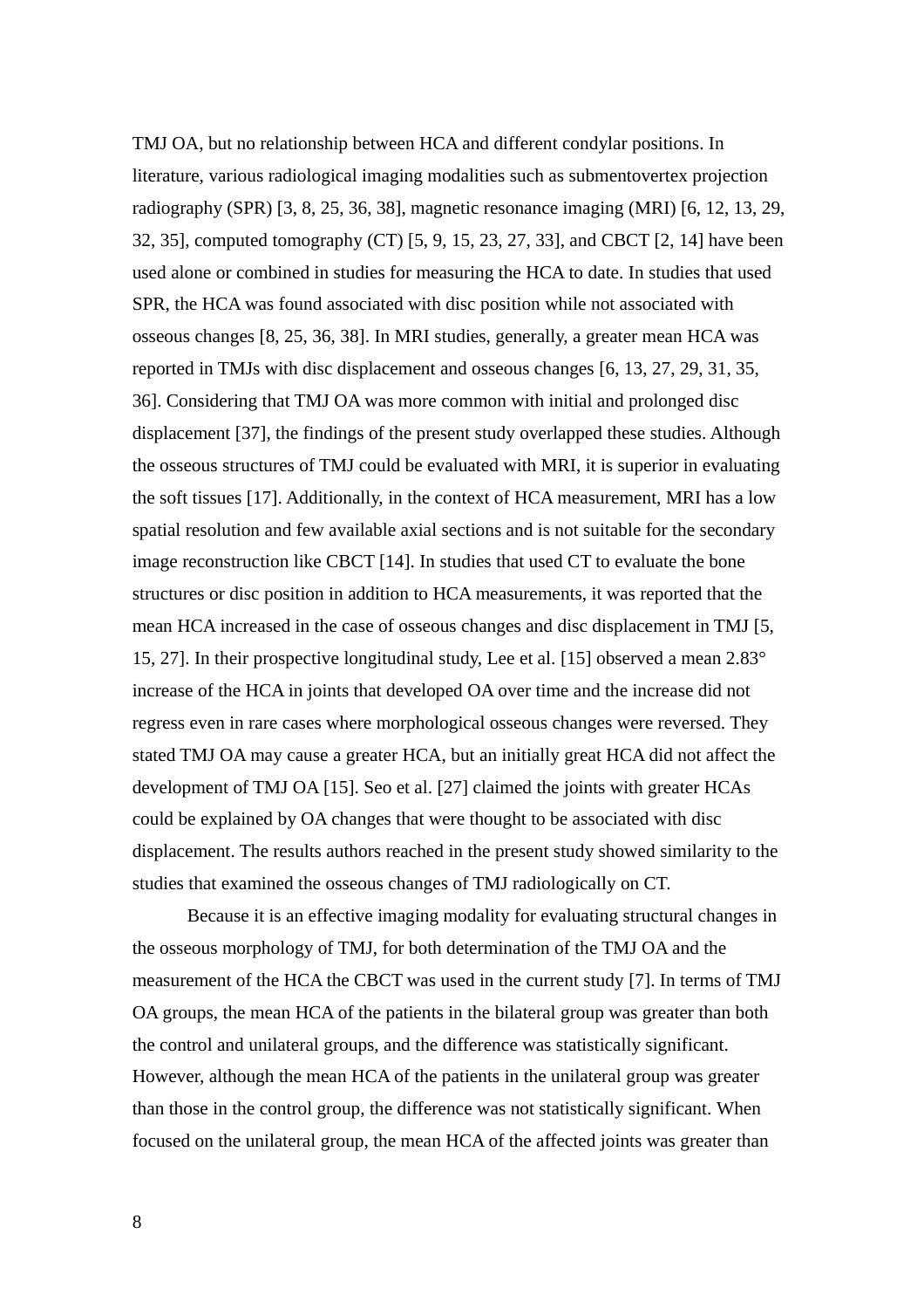TMJ OA, but no relationship between HCA and different condylar positions. In literature, various radiological imaging modalities such as submentovertex projection radiography (SPR) [3, 8, 25, 36, 38], magnetic resonance imaging (MRI) [6, 12, 13, 29, 32, 35], computed tomography (CT) [5, 9, 15, 23, 27, 33], and CBCT [2, 14] have been used alone or combined in studies for measuring the HCA to date. In studies that used SPR, the HCA was found associated with disc position while not associated with osseous changes [8, 25, 36, 38]. In MRI studies, generally, a greater mean HCA was reported in TMJs with disc displacement and osseous changes [6, 13, 27, 29, 31, 35, 36]. Considering that TMJ OA was more common with initial and prolonged disc displacement [37], the findings of the present study overlapped these studies. Although the osseous structures of TMJ could be evaluated with MRI, it is superior in evaluating the soft tissues [17]. Additionally, in the context of HCA measurement, MRI has a low spatial resolution and few available axial sections and is not suitable for the secondary image reconstruction like CBCT [14]. In studies that used CT to evaluate the bone structures or disc position in addition to HCA measurements, it was reported that the mean HCA increased in the case of osseous changes and disc displacement in TMJ [5, 15, 27]. In their prospective longitudinal study, Lee et al. [15] observed a mean 2.83° increase of the HCA in joints that developed OA over time and the increase did not regress even in rare cases where morphological osseous changes were reversed. They stated TMJ OA may cause a greater HCA, but an initially great HCA did not affect the development of TMJ OA [15]. Seo et al. [27] claimed the joints with greater HCAs could be explained by OA changes that were thought to be associated with disc displacement. The results authors reached in the present study showed similarity to the studies that examined the osseous changes of TMJ radiologically on CT.

Because it is an effective imaging modality for evaluating structural changes in the osseous morphology of TMJ, for both determination of the TMJ OA and the measurement of the HCA the CBCT was used in the current study [7]. In terms of TMJ OA groups, the mean HCA of the patients in the bilateral group was greater than both the control and unilateral groups, and the difference was statistically significant. However, although the mean HCA of the patients in the unilateral group was greater than those in the control group, the difference was not statistically significant. When focused on the unilateral group, the mean HCA of the affected joints was greater than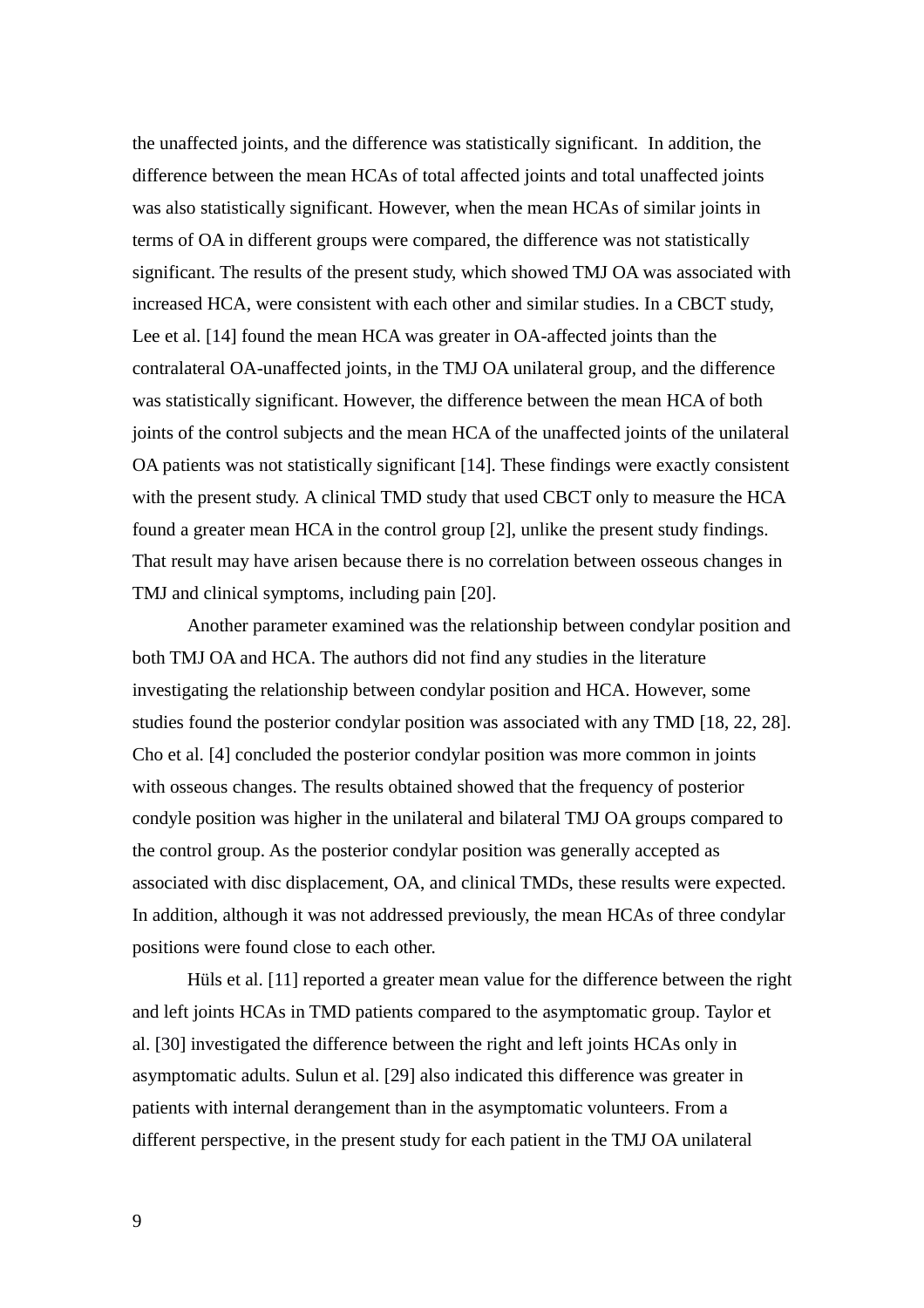the unaffected joints, and the difference was statistically significant.  In addition, the difference between the mean HCAs of total affected joints and total unaffected joints was also statistically significant. However, when the mean HCAs of similar joints in terms of OA in different groups were compared, the difference was not statistically significant. The results of the present study, which showed TMJ OA was associated with increased HCA, were consistent with each other and similar studies. In a CBCT study, Lee et al. [14] found the mean HCA was greater in OA-affected joints than the contralateral OA-unaffected joints, in the TMJ OA unilateral group, and the difference was statistically significant. However, the difference between the mean HCA of both joints of the control subjects and the mean HCA of the unaffected joints of the unilateral OA patients was not statistically significant [14]. These findings were exactly consistent with the present study. A clinical TMD study that used CBCT only to measure the HCA found a greater mean HCA in the control group [2], unlike the present study findings. That result may have arisen because there is no correlation between osseous changes in TMJ and clinical symptoms, including pain [20].

Another parameter examined was the relationship between condylar position and both TMJ OA and HCA. The authors did not find any studies in the literature investigating the relationship between condylar position and HCA. However, some studies found the posterior condylar position was associated with any TMD [18, 22, 28]. Cho et al. [4] concluded the posterior condylar position was more common in joints with osseous changes. The results obtained showed that the frequency of posterior condyle position was higher in the unilateral and bilateral TMJ OA groups compared to the control group. As the posterior condylar position was generally accepted as associated with disc displacement, OA, and clinical TMDs, these results were expected. In addition, although it was not addressed previously, the mean HCAs of three condylar positions were found close to each other.

Hüls et al. [11] reported a greater mean value for the difference between the right and left joints HCAs in TMD patients compared to the asymptomatic group. Taylor et al. [30] investigated the difference between the right and left joints HCAs only in asymptomatic adults. Sulun et al. [29] also indicated this difference was greater in patients with internal derangement than in the asymptomatic volunteers. From a different perspective, in the present study for each patient in the TMJ OA unilateral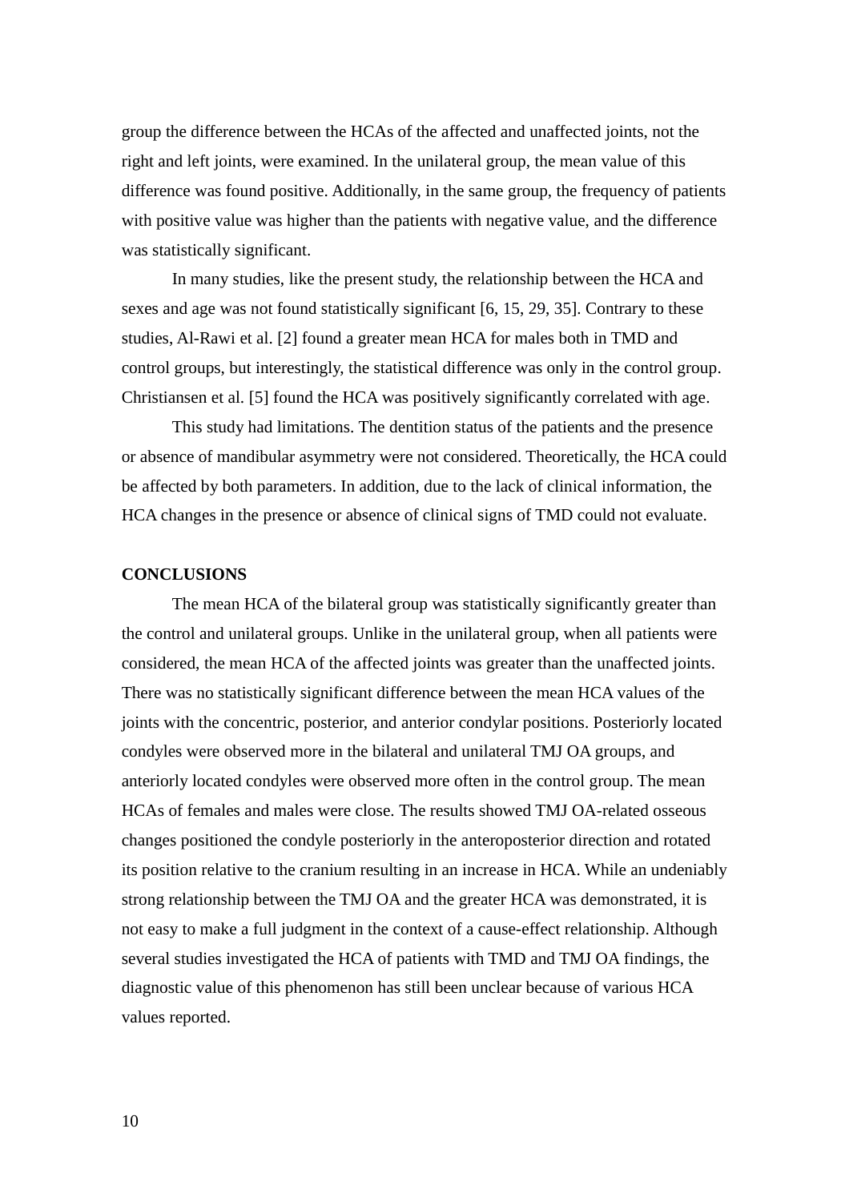group the difference between the HCAs of the affected and unaffected joints, not the right and left joints, were examined. In the unilateral group, the mean value of this difference was found positive. Additionally, in the same group, the frequency of patients with positive value was higher than the patients with negative value, and the difference was statistically significant.

In many studies, like the present study, the relationship between the HCA and sexes and age was not found statistically significant [6, 15, 29, 35]. Contrary to these studies, Al-Rawi et al. [2] found a greater mean HCA for males both in TMD and control groups, but interestingly, the statistical difference was only in the control group. Christiansen et al. [5] found the HCA was positively significantly correlated with age.

This study had limitations. The dentition status of the patients and the presence or absence of mandibular asymmetry were not considered. Theoretically, the HCA could be affected by both parameters. In addition, due to the lack of clinical information, the HCA changes in the presence or absence of clinical signs of TMD could not evaluate.

## CONCLUSIONS

The mean HCA of the bilateral group was statistically significantly greater than the control and unilateral groups. Unlike in the unilateral group, when all patients were considered, the mean HCA of the affected joints was greater than the unaffected joints. There was no statistically significant difference between the mean HCA values of the joints with the concentric, posterior, and anterior condylar positions. Posteriorly located condyles were observed more in the bilateral and unilateral TMJ OA groups, and anteriorly located condyles were observed more often in the control group. The mean HCAs of females and males were close. The results showed TMJ OA-related osseous changes positioned the condyle posteriorly in the anteroposterior direction and rotated its position relative to the cranium resulting in an increase in HCA. While an undeniably strong relationship between the TMJ OA and the greater HCA was demonstrated, it is not easy to make a full judgment in the context of a cause-effect relationship. Although several studies investigated the HCA of patients with TMD and TMJ OA findings, the diagnostic value of this phenomenon has still been unclear because of various HCA values reported.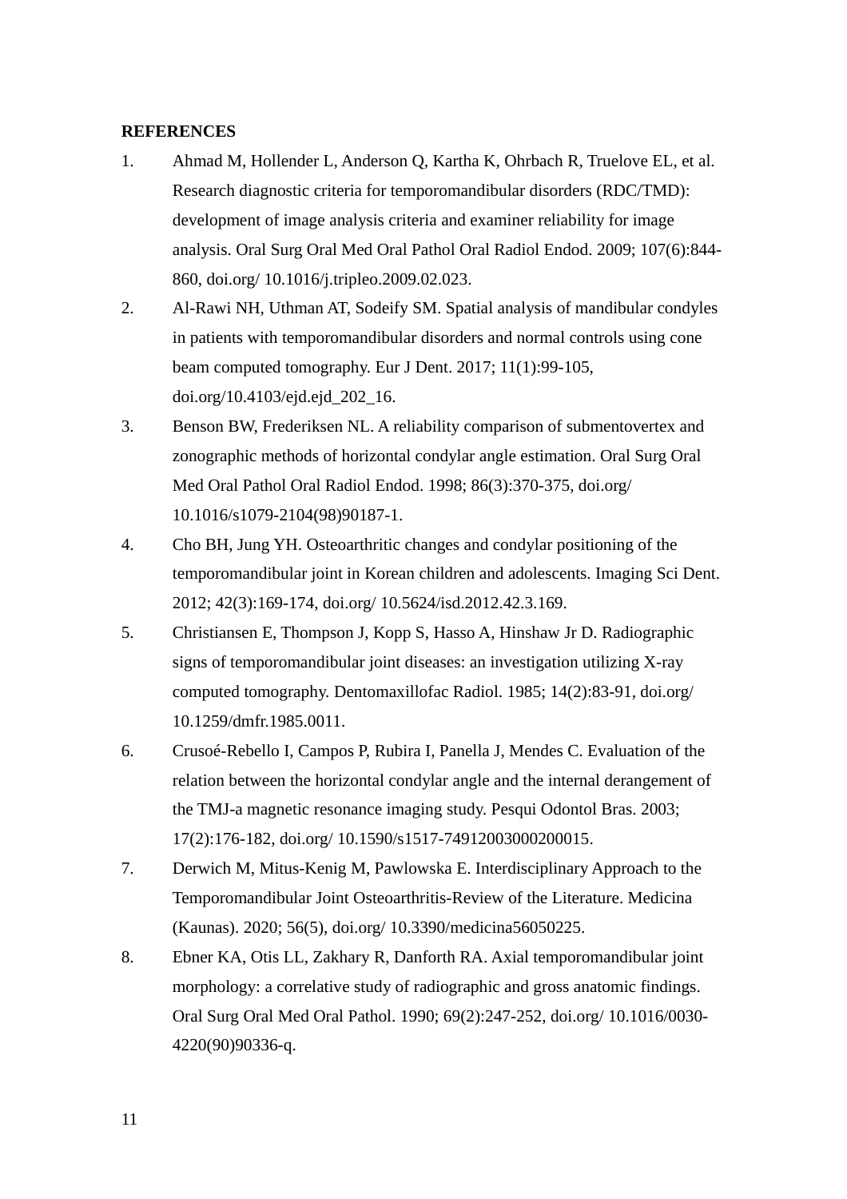**REFERENCES**

1. Ahmad M, Hollender L, Anderson Q, Kartha K, Ohrbach R, Truelove EL, et al. Research diagnostic criteria for temporomandibular disorders (RDC/TMD): development of image analysis criteria and examiner reliability for image analysis. Oral Surg Oral Med Oral Pathol Oral Radiol Endod. 2009; 107(6):844-860, doi.org/ 10.1016/j.tripleo.2009.02.023.
2. Al-Rawi NH, Uthman AT, Sodeify SM. Spatial analysis of mandibular condyles in patients with temporomandibular disorders and normal controls using cone beam computed tomography. Eur J Dent. 2017; 11(1):99-105, doi.org/10.4103/ejd.ejd_202_16.
3. Benson BW, Frederiksen NL. A reliability comparison of submentovertex and zonographic methods of horizontal condylar angle estimation. Oral Surg Oral Med Oral Pathol Oral Radiol Endod. 1998; 86(3):370-375, doi.org/ 10.1016/s1079-2104(98)90187-1.
4. Cho BH, Jung YH. Osteoarthritic changes and condylar positioning of the temporomandibular joint in Korean children and adolescents. Imaging Sci Dent. 2012; 42(3):169-174, doi.org/ 10.5624/isd.2012.42.3.169.
5. Christiansen E, Thompson J, Kopp S, Hasso A, Hinshaw Jr D. Radiographic signs of temporomandibular joint diseases: an investigation utilizing X-ray computed tomography. Dentomaxillofac Radiol. 1985; 14(2):83-91, doi.org/ 10.1259/dmfr.1985.0011.
6. Crusoé-Rebello I, Campos P, Rubira I, Panella J, Mendes C. Evaluation of the relation between the horizontal condylar angle and the internal derangement of the TMJ-a magnetic resonance imaging study. Pesqui Odontol Bras. 2003; 17(2):176-182, doi.org/ 10.1590/s1517-74912003000200015.
7. Derwich M, Mitus-Kenig M, Pawlowska E. Interdisciplinary Approach to the Temporomandibular Joint Osteoarthritis-Review of the Literature. Medicina (Kaunas). 2020; 56(5), doi.org/ 10.3390/medicina56050225.
8. Ebner KA, Otis LL, Zakhary R, Danforth RA. Axial temporomandibular joint morphology: a correlative study of radiographic and gross anatomic findings. Oral Surg Oral Med Oral Pathol. 1990; 69(2):247-252, doi.org/ 10.1016/0030-4220(90)90336-q.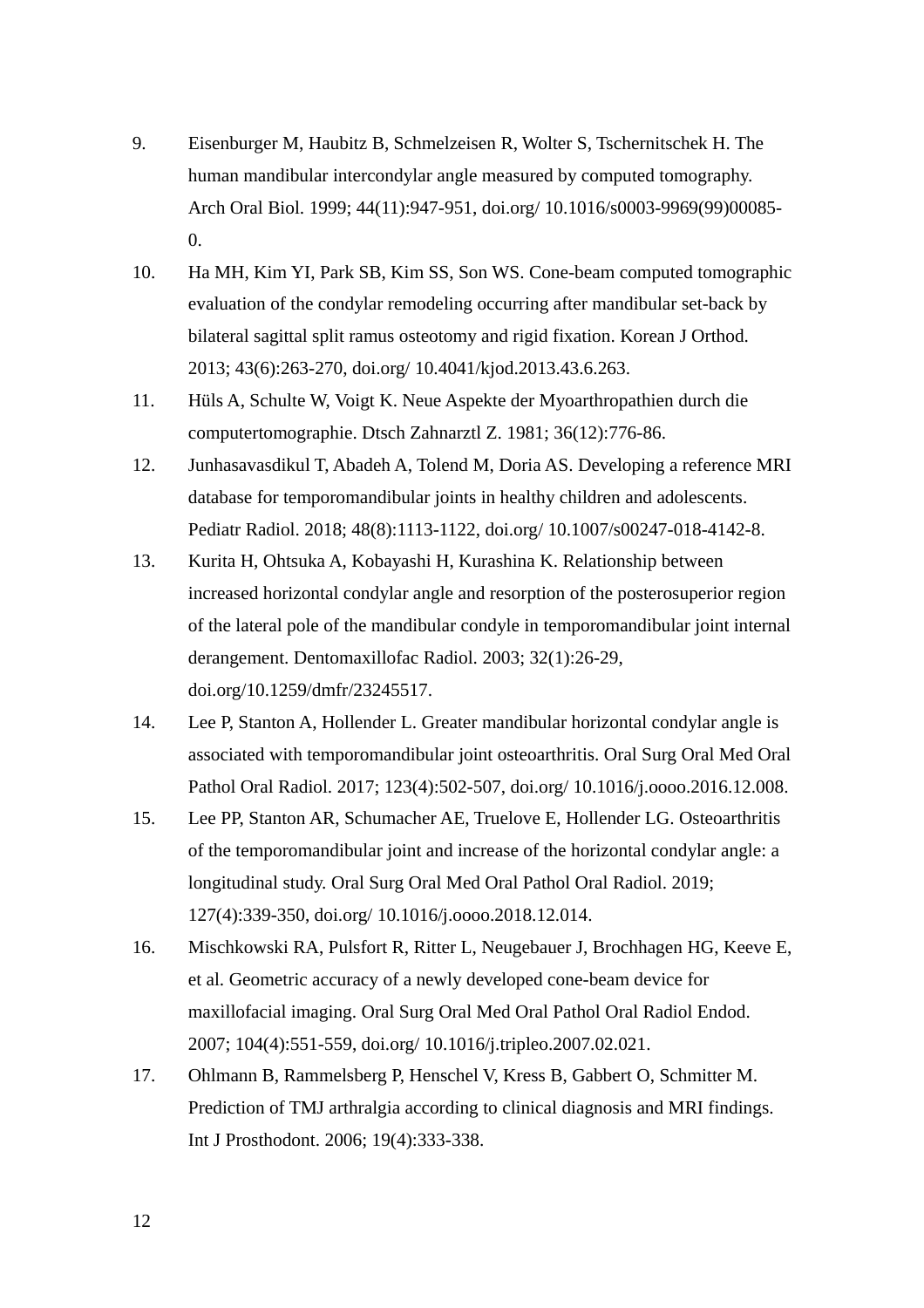9. Eisenburger M, Haubitz B, Schmelzeisen R, Wolter S, Tschernitschek H. The human mandibular intercondylar angle measured by computed tomography. Arch Oral Biol. 1999; 44(11):947-951, doi.org/ 10.1016/s0003-9969(99)00085-0.
10. Ha MH, Kim YI, Park SB, Kim SS, Son WS. Cone-beam computed tomographic evaluation of the condylar remodeling occurring after mandibular set-back by bilateral sagittal split ramus osteotomy and rigid fixation. Korean J Orthod. 2013; 43(6):263-270, doi.org/ 10.4041/kjod.2013.43.6.263.
11. Hüls A, Schulte W, Voigt K. Neue Aspekte der Myoarthropathien durch die computertomographie. Dtsch Zahnarztl Z. 1981; 36(12):776-86.
12. Junhasavasdikul T, Abadeh A, Tolend M, Doria AS. Developing a reference MRI database for temporomandibular joints in healthy children and adolescents. Pediatr Radiol. 2018; 48(8):1113-1122, doi.org/ 10.1007/s00247-018-4142-8.
13. Kurita H, Ohtsuka A, Kobayashi H, Kurashina K. Relationship between increased horizontal condylar angle and resorption of the posterosuperior region of the lateral pole of the mandibular condyle in temporomandibular joint internal derangement. Dentomaxillofac Radiol. 2003; 32(1):26-29, doi.org/10.1259/dmfr/23245517.
14. Lee P, Stanton A, Hollender L. Greater mandibular horizontal condylar angle is associated with temporomandibular joint osteoarthritis. Oral Surg Oral Med Oral Pathol Oral Radiol. 2017; 123(4):502-507, doi.org/ 10.1016/j.oooo.2016.12.008.
15. Lee PP, Stanton AR, Schumacher AE, Truelove E, Hollender LG. Osteoarthritis of the temporomandibular joint and increase of the horizontal condylar angle: a longitudinal study. Oral Surg Oral Med Oral Pathol Oral Radiol. 2019; 127(4):339-350, doi.org/ 10.1016/j.oooo.2018.12.014.
16. Mischkowski RA, Pulsfort R, Ritter L, Neugebauer J, Brochhagen HG, Keeve E, et al. Geometric accuracy of a newly developed cone-beam device for maxillofacial imaging. Oral Surg Oral Med Oral Pathol Oral Radiol Endod. 2007; 104(4):551-559, doi.org/ 10.1016/j.tripleo.2007.02.021.
17. Ohlmann B, Rammelsberg P, Henschel V, Kress B, Gabbert O, Schmitter M. Prediction of TMJ arthralgia according to clinical diagnosis and MRI findings. Int J Prosthodont. 2006; 19(4):333-338.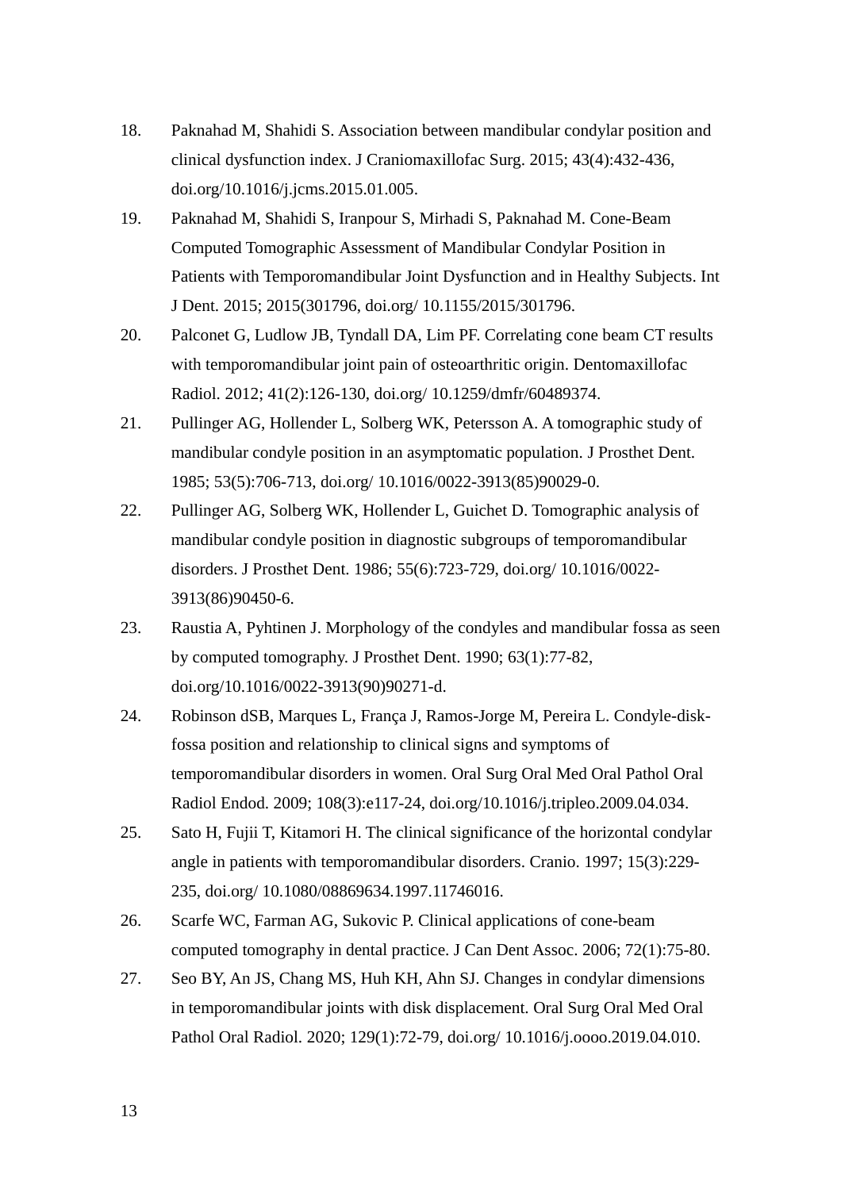18. Paknahad M, Shahidi S. Association between mandibular condylar position and clinical dysfunction index. J Craniomaxillofac Surg. 2015; 43(4):432-436, doi.org/10.1016/j.jcms.2015.01.005.
19. Paknahad M, Shahidi S, Iranpour S, Mirhadi S, Paknahad M. Cone-Beam Computed Tomographic Assessment of Mandibular Condylar Position in Patients with Temporomandibular Joint Dysfunction and in Healthy Subjects. Int J Dent. 2015; 2015(301796, doi.org/ 10.1155/2015/301796.
20. Palconet G, Ludlow JB, Tyndall DA, Lim PF. Correlating cone beam CT results with temporomandibular joint pain of osteoarthritic origin. Dentomaxillofac Radiol. 2012; 41(2):126-130, doi.org/ 10.1259/dmfr/60489374.
21. Pullinger AG, Hollender L, Solberg WK, Petersson A. A tomographic study of mandibular condyle position in an asymptomatic population. J Prosthet Dent. 1985; 53(5):706-713, doi.org/ 10.1016/0022-3913(85)90029-0.
22. Pullinger AG, Solberg WK, Hollender L, Guichet D. Tomographic analysis of mandibular condyle position in diagnostic subgroups of temporomandibular disorders. J Prosthet Dent. 1986; 55(6):723-729, doi.org/ 10.1016/0022-3913(86)90450-6.
23. Raustia A, Pyhtinen J. Morphology of the condyles and mandibular fossa as seen by computed tomography. J Prosthet Dent. 1990; 63(1):77-82, doi.org/10.1016/0022-3913(90)90271-d.
24. Robinson dSB, Marques L, França J, Ramos-Jorge M, Pereira L. Condyle-disk-fossa position and relationship to clinical signs and symptoms of temporomandibular disorders in women. Oral Surg Oral Med Oral Pathol Oral Radiol Endod. 2009; 108(3):e117-24, doi.org/10.1016/j.tripleo.2009.04.034.
25. Sato H, Fujii T, Kitamori H. The clinical significance of the horizontal condylar angle in patients with temporomandibular disorders. Cranio. 1997; 15(3):229-235, doi.org/ 10.1080/08869634.1997.11746016.
26. Scarfe WC, Farman AG, Sukovic P. Clinical applications of cone-beam computed tomography in dental practice. J Can Dent Assoc. 2006; 72(1):75-80.
27. Seo BY, An JS, Chang MS, Huh KH, Ahn SJ. Changes in condylar dimensions in temporomandibular joints with disk displacement. Oral Surg Oral Med Oral Pathol Oral Radiol. 2020; 129(1):72-79, doi.org/ 10.1016/j.oooo.2019.04.010.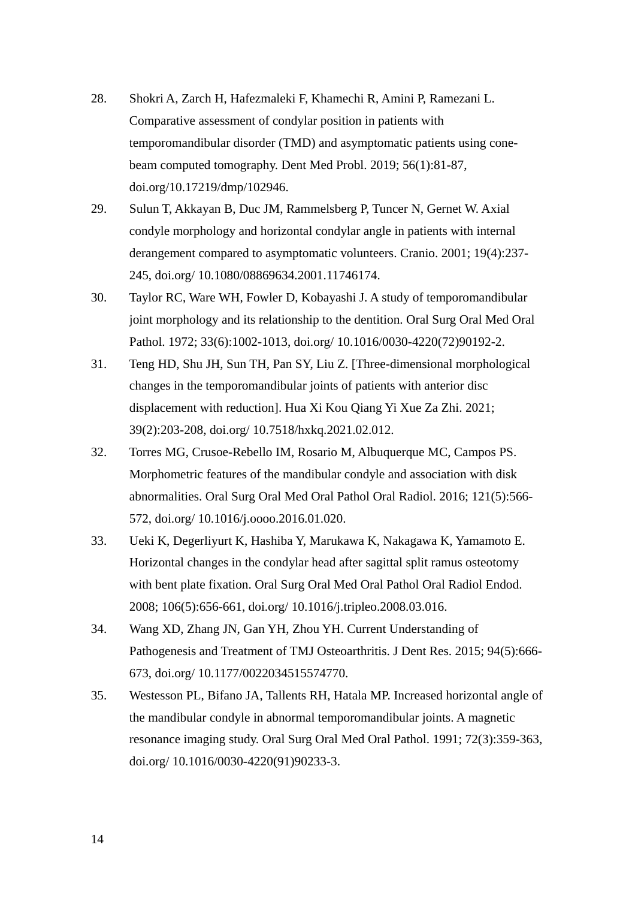28. Shokri A, Zarch H, Hafezmaleki F, Khamechi R, Amini P, Ramezani L. Comparative assessment of condylar position in patients with temporomandibular disorder (TMD) and asymptomatic patients using cone-beam computed tomography. Dent Med Probl. 2019; 56(1):81-87, doi.org/10.17219/dmp/102946.
29. Sulun T, Akkayan B, Duc JM, Rammelsberg P, Tuncer N, Gernet W. Axial condyle morphology and horizontal condylar angle in patients with internal derangement compared to asymptomatic volunteers. Cranio. 2001; 19(4):237-245, doi.org/ 10.1080/08869634.2001.11746174.
30. Taylor RC, Ware WH, Fowler D, Kobayashi J. A study of temporomandibular joint morphology and its relationship to the dentition. Oral Surg Oral Med Oral Pathol. 1972; 33(6):1002-1013, doi.org/ 10.1016/0030-4220(72)90192-2.
31. Teng HD, Shu JH, Sun TH, Pan SY, Liu Z. [Three-dimensional morphological changes in the temporomandibular joints of patients with anterior disc displacement with reduction]. Hua Xi Kou Qiang Yi Xue Za Zhi. 2021; 39(2):203-208, doi.org/ 10.7518/hxkq.2021.02.012.
32. Torres MG, Crusoe-Rebello IM, Rosario M, Albuquerque MC, Campos PS. Morphometric features of the mandibular condyle and association with disk abnormalities. Oral Surg Oral Med Oral Pathol Oral Radiol. 2016; 121(5):566-572, doi.org/ 10.1016/j.oooo.2016.01.020.
33. Ueki K, Degerliyurt K, Hashiba Y, Marukawa K, Nakagawa K, Yamamoto E. Horizontal changes in the condylar head after sagittal split ramus osteotomy with bent plate fixation. Oral Surg Oral Med Oral Pathol Oral Radiol Endod. 2008; 106(5):656-661, doi.org/ 10.1016/j.tripleo.2008.03.016.
34. Wang XD, Zhang JN, Gan YH, Zhou YH. Current Understanding of Pathogenesis and Treatment of TMJ Osteoarthritis. J Dent Res. 2015; 94(5):666-673, doi.org/ 10.1177/0022034515574770.
35. Westesson PL, Bifano JA, Tallents RH, Hatala MP. Increased horizontal angle of the mandibular condyle in abnormal temporomandibular joints. A magnetic resonance imaging study. Oral Surg Oral Med Oral Pathol. 1991; 72(3):359-363, doi.org/ 10.1016/0030-4220(91)90233-3.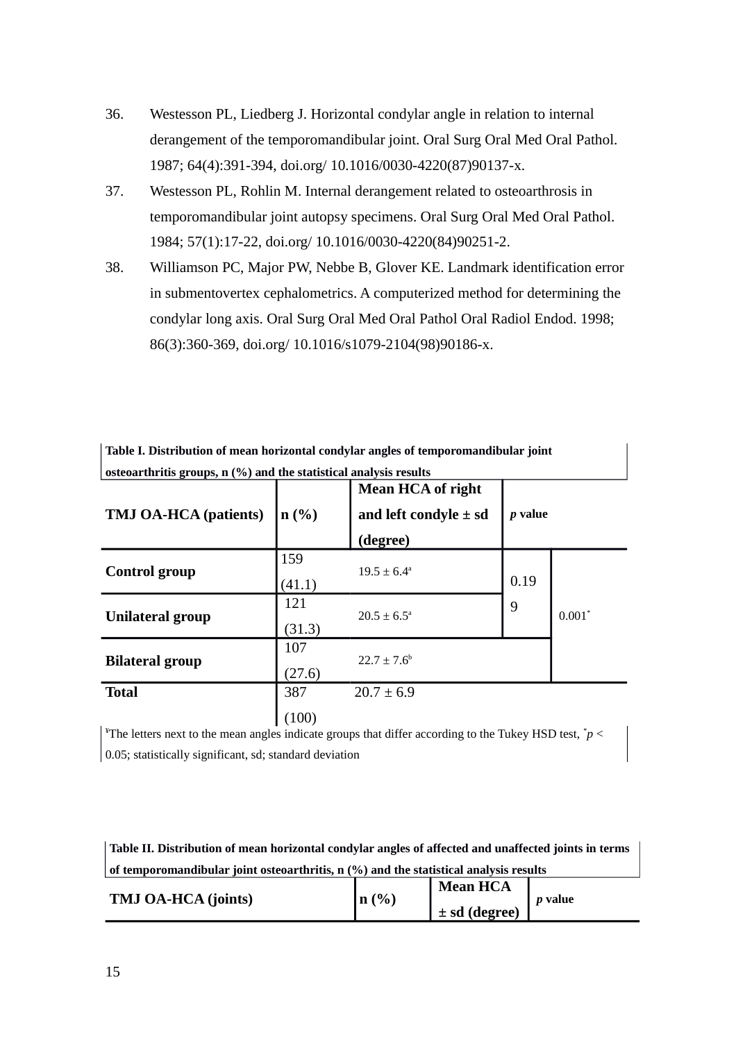36. Westesson PL, Liedberg J. Horizontal condylar angle in relation to internal derangement of the temporomandibular joint. Oral Surg Oral Med Oral Pathol. 1987; 64(4):391-394, doi.org/ 10.1016/0030-4220(87)90137-x.
37. Westesson PL, Rohlin M. Internal derangement related to osteoarthrosis in temporomandibular joint autopsy specimens. Oral Surg Oral Med Oral Pathol. 1984; 57(1):17-22, doi.org/ 10.1016/0030-4220(84)90251-2.
38. Williamson PC, Major PW, Nebbe B, Glover KE. Landmark identification error in submentovertex cephalometrics. A computerized method for determining the condylar long axis. Oral Surg Oral Med Oral Pathol Oral Radiol Endod. 1998; 86(3):360-369, doi.org/ 10.1016/s1079-2104(98)90186-x.

**Table I. Distribution of mean horizontal condylar angles of temporomandibular joint osteoarthritis groups, n (%) and the statistical analysis results**

| **TMJ OA-HCA (patients)** | **n (%)** | **Mean HCA of right and left condyle ± sd (degree)** | ***p* value** | |
|---|---|---|---|---|
| **Control group** | 159 (41.1) | 19.5 ± 6.4[a] | 0.199 | 0.001[*] |
| **Unilateral group** | 121 (31.3) | 20.5 ± 6.5[a] | | |
| **Bilateral group** | 107 (27.6) | 22.7 ± 7.6[b] | | |
| **Total** | 387 (100) | 20.7 ± 6.9 | | |

[¥]The letters next to the mean angles indicate groups that differ according to the Tukey HSD test, [*]$p < 0.05$; statistically significant, sd; standard deviation

**Table II. Distribution of mean horizontal condylar angles of affected and unaffected joints in terms of temporomandibular joint osteoarthritis, n (%) and the statistical analysis results**

| **TMJ OA-HCA (joints)** | **n (%)** | **Mean HCA ± sd (degree)** | ***p* value** |
|---|---|---|---|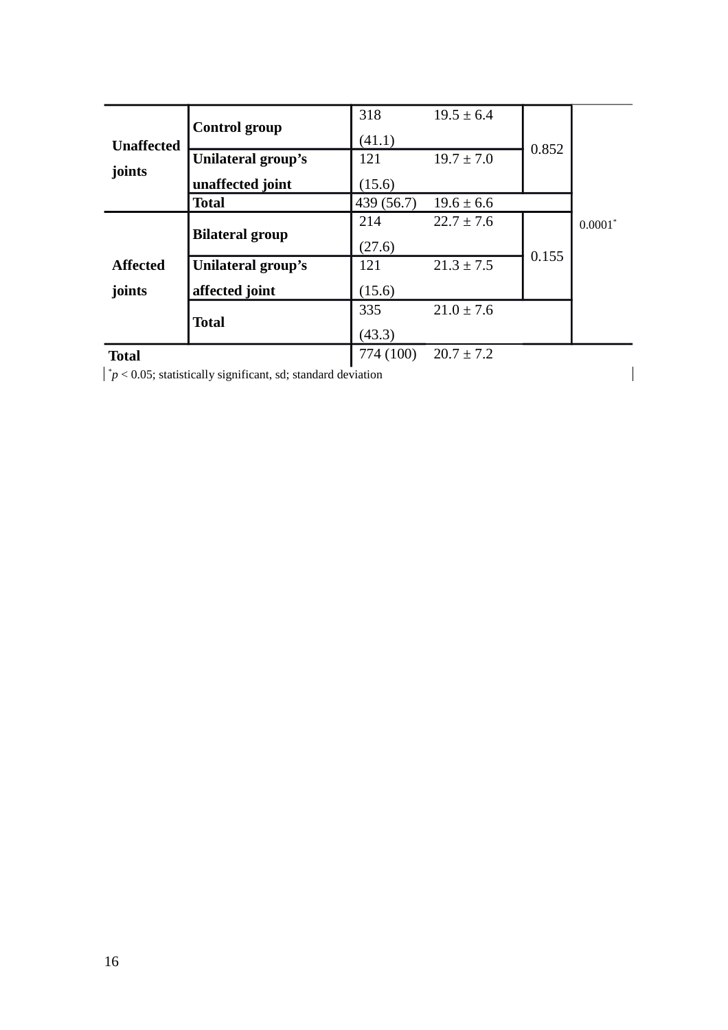| | | | | | |
|---|---|---|---|---|---|
| Unaffected joints | **Control group** | 318 (41.1) | 19.5 ± 6.4 | 0.852 | 0.0001* |
| | **Unilateral group's unaffected joint** | 121 (15.6) | 19.7 ± 7.0 | | |
| | **Total** | 439 (56.7) | 19.6 ± 6.6 | | |
| Affected joints | **Bilateral group** | 214 (27.6) | 22.7 ± 7.6 | 0.155 | |
| | **Unilateral group's affected joint** | 121 (15.6) | 21.3 ± 7.5 | | |
| | **Total** | 335 (43.3) | 21.0 ± 7.6 | | |
| **Total** | | 774 (100) | 20.7 ± 7.2 | | |

*$p < 0.05$; statistically significant, sd; standard deviation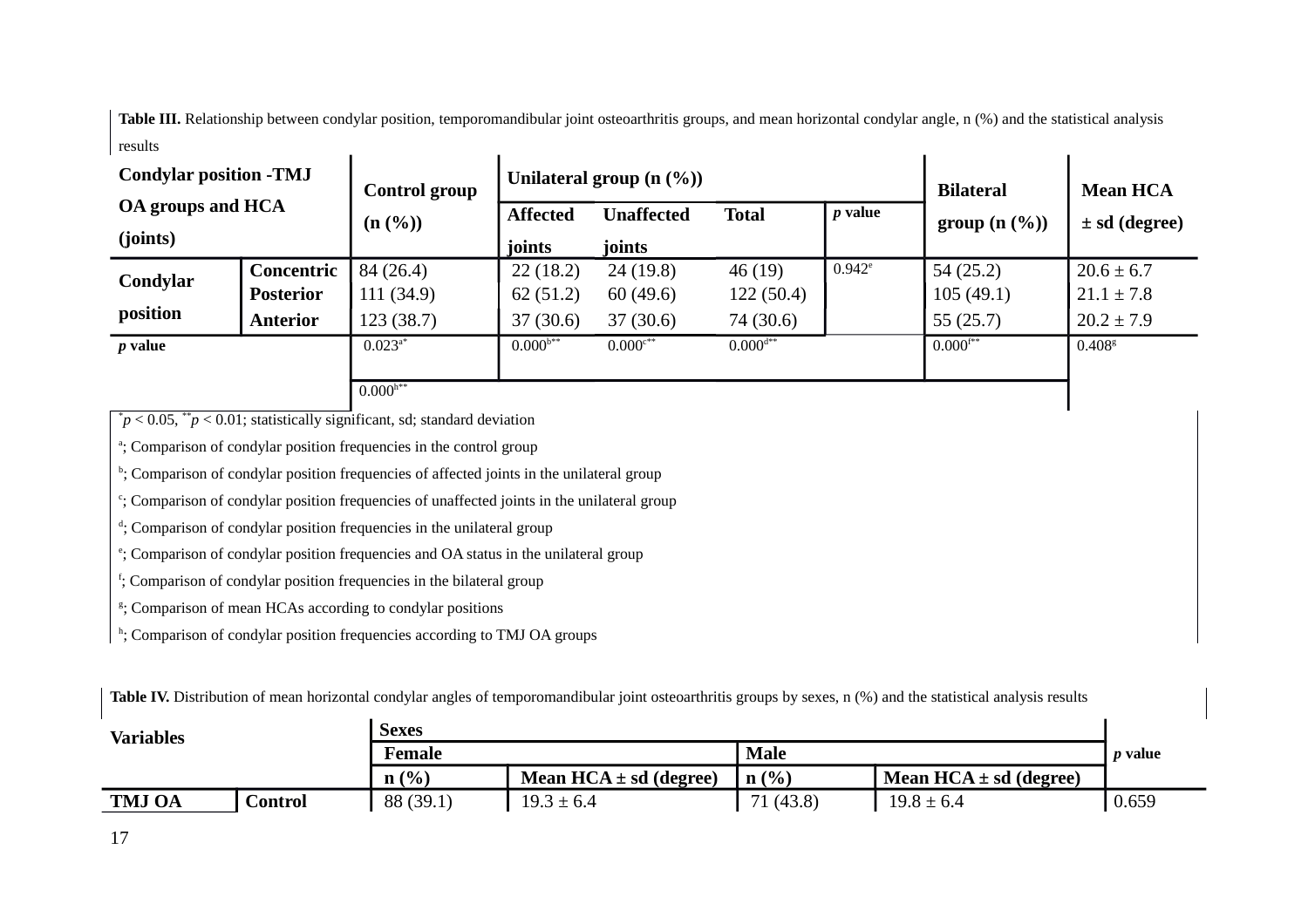**Table III.** Relationship between condylar position, temporomandibular joint osteoarthritis groups, and mean horizontal condylar angle, n (%) and the statistical analysis results

| Condylar position -TMJ OA groups and HCA (joints) | | Control group (n (%)) | Unilateral group (n (%)) | | | | Bilateral group (n (%)) | Mean HCA ± sd (degree) |
|---|---|---|---|---|---|---|---|---|
| | | | Affected joints | Unaffected joints | Total | *p* value | | |
| Condylar position | Concentric | 84 (26.4) | 22 (18.2) | 24 (19.8) | 46 (19) | 0.942[e] | 54 (25.2) | 20.6 ± 6.7 |
| | Posterior | 111 (34.9) | 62 (51.2) | 60 (49.6) | 122 (50.4) | | 105 (49.1) | 21.1 ± 7.8 |
| | Anterior | 123 (38.7) | 37 (30.6) | 37 (30.6) | 74 (30.6) | | 55 (25.7) | 20.2 ± 7.9 |
| ***p* value** | | 0.023[a*] | 0.000[b**] | 0.000[c**] | 0.000[d**] | | 0.000[f**] | 0.408[g] |
| | | 0.000[h**] | | | | | | |

[*]$p < 0.05$, [**]$p < 0.01$; statistically significant, sd; standard deviation

[a]; Comparison of condylar position frequencies in the control group

[b]; Comparison of condylar position frequencies of affected joints in the unilateral group

[c]; Comparison of condylar position frequencies of unaffected joints in the unilateral group

[d]; Comparison of condylar position frequencies in the unilateral group

[e]; Comparison of condylar position frequencies and OA status in the unilateral group

[f]; Comparison of condylar position frequencies in the bilateral group

[g]; Comparison of mean HCAs according to condylar positions

[h]; Comparison of condylar position frequencies according to TMJ OA groups

**Table IV.** Distribution of mean horizontal condylar angles of temporomandibular joint osteoarthritis groups by sexes, n (%) and the statistical analysis results

| Variables | | Sexes | | | | *p* value |
|---|---|---|---|---|---|---|
| | | Female | | Male | | |
| | | n (%) | Mean HCA ± sd (degree) | n (%) | Mean HCA ± sd (degree) | |
| **TMJ OA** | **Control** | 88 (39.1) | 19.3 ± 6.4 | 71 (43.8) | 19.8 ± 6.4 | 0.659 |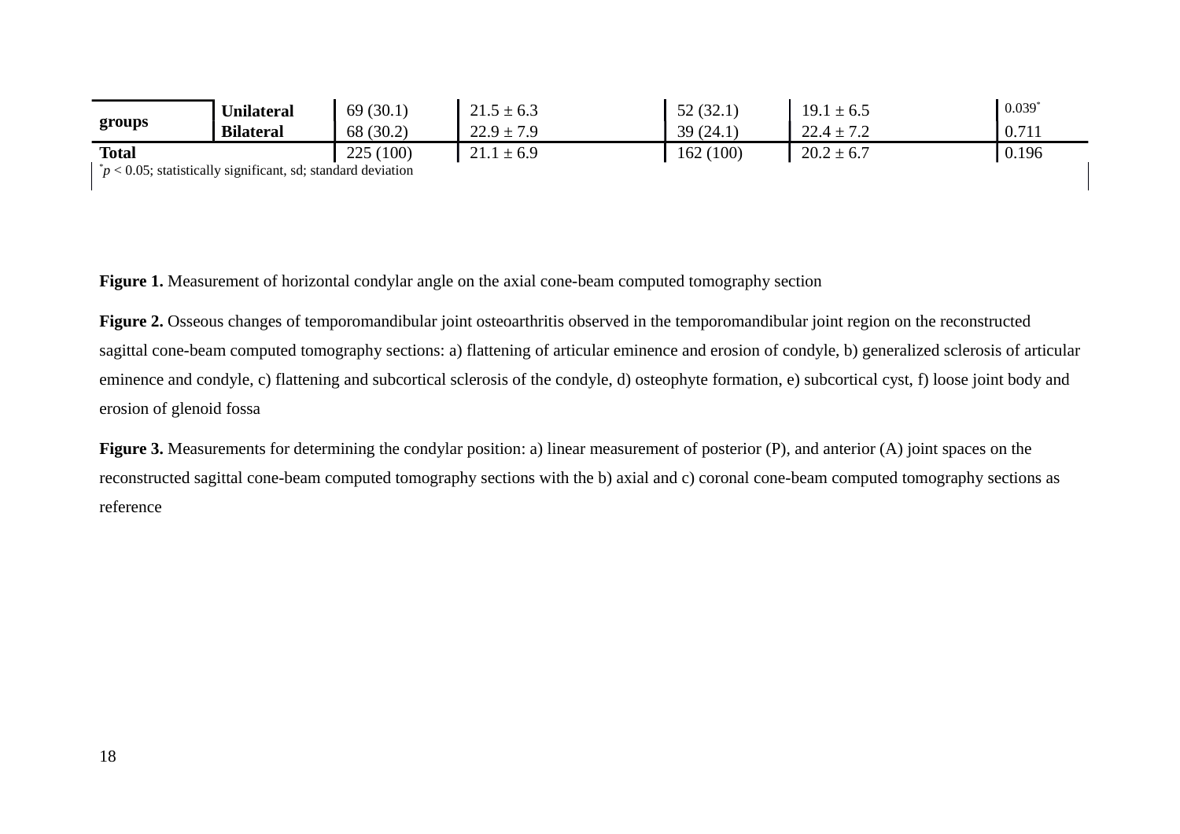| groups | Unilateral | 69 (30.1) | 21.5 ± 6.3 | 52 (32.1) | 19.1 ± 6.5 | 0.039* |
|---|---|---|---|---|---|---|
| | Bilateral | 68 (30.2) | 22.9 ± 7.9 | 39 (24.1) | 22.4 ± 7.2 | 0.711 |
| Total | | 225 (100) | 21.1 ± 6.9 | 162 (100) | 20.2 ± 6.7 | 0.196 |

*$p < 0.05$; statistically significant, sd; standard deviation

**Figure 1.** Measurement of horizontal condylar angle on the axial cone-beam computed tomography section

**Figure 2.** Osseous changes of temporomandibular joint osteoarthritis observed in the temporomandibular joint region on the reconstructed sagittal cone-beam computed tomography sections: a) flattening of articular eminence and erosion of condyle, b) generalized sclerosis of articular eminence and condyle, c) flattening and subcortical sclerosis of the condyle, d) osteophyte formation, e) subcortical cyst, f) loose joint body and erosion of glenoid fossa

**Figure 3.** Measurements for determining the condylar position: a) linear measurement of posterior (P), and anterior (A) joint spaces on the reconstructed sagittal cone-beam computed tomography sections with the b) axial and c) coronal cone-beam computed tomography sections as reference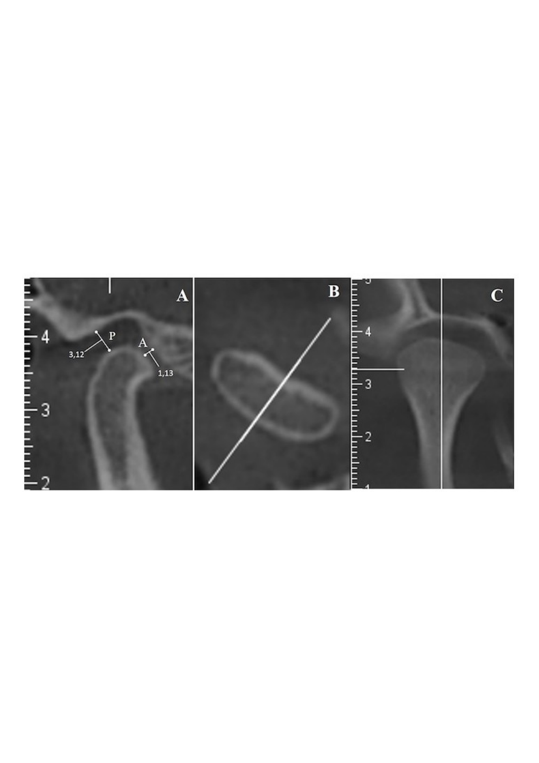A

B

C

P

A

3,12

1,13

4

3

2

5

4

3

2

1